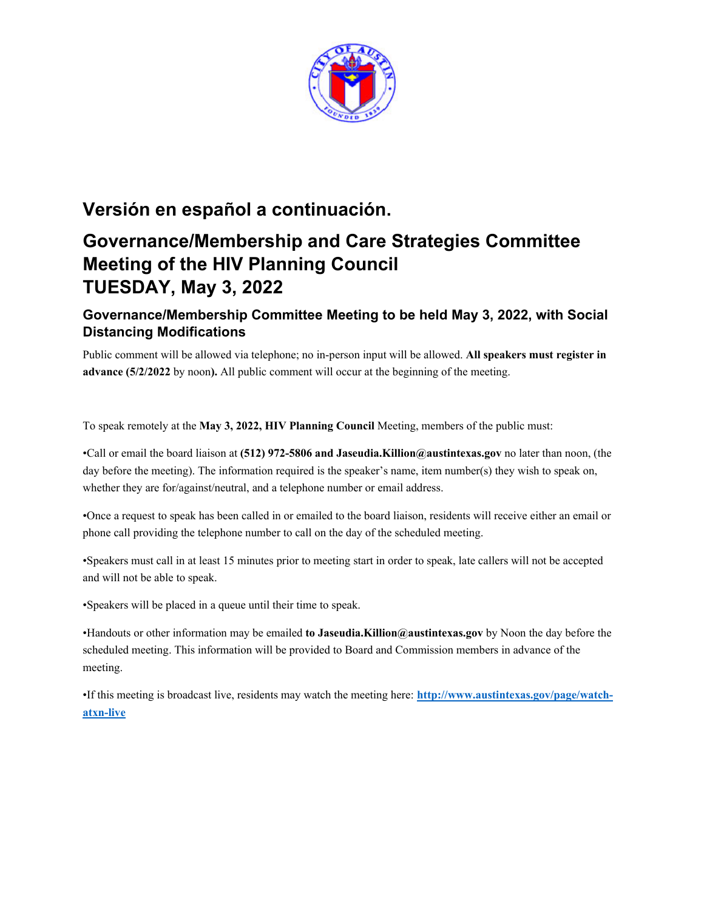## Versión en español a continuación.

# Governance/Membership and Care Strategies Committee Meeting of the HIV Planning Council TUESDAY, May 3, 2022

### Governance/Membership Committee Meeting to be held May 3, 2022, with Social Distancing Modifications

Public comment will be allowed via telephone; no in-person input will be allowed. **All speakers must register in advance (5/2/2022** by noon**).** All public comment will occur at the beginning of the meeting.

To speak remotely at the **May 3, 2022, HIV Planning Council** Meeting, members of the public must:

•Call or email the board liaison at **(512) 972-5806 and Jaseudia.Killion@austintexas.gov** no later than noon, (the day before the meeting). The information required is the speaker's name, item number(s) they wish to speak on, whether they are for/against/neutral, and a telephone number or email address.

•Once a request to speak has been called in or emailed to the board liaison, residents will receive either an email or phone call providing the telephone number to call on the day of the scheduled meeting.

•Speakers must call in at least 15 minutes prior to meeting start in order to speak, late callers will not be accepted and will not be able to speak.

•Speakers will be placed in a queue until their time to speak.

•Handouts or other information may be emailed **to Jaseudia.Killion@austintexas.gov** by Noon the day before the scheduled meeting. This information will be provided to Board and Commission members in advance of the meeting.

•If this meeting is broadcast live, residents may watch the meeting here: [http://www.austintexas.gov/page/watch-atxn-live](http://www.austintexas.gov/page/watch-atxn-live)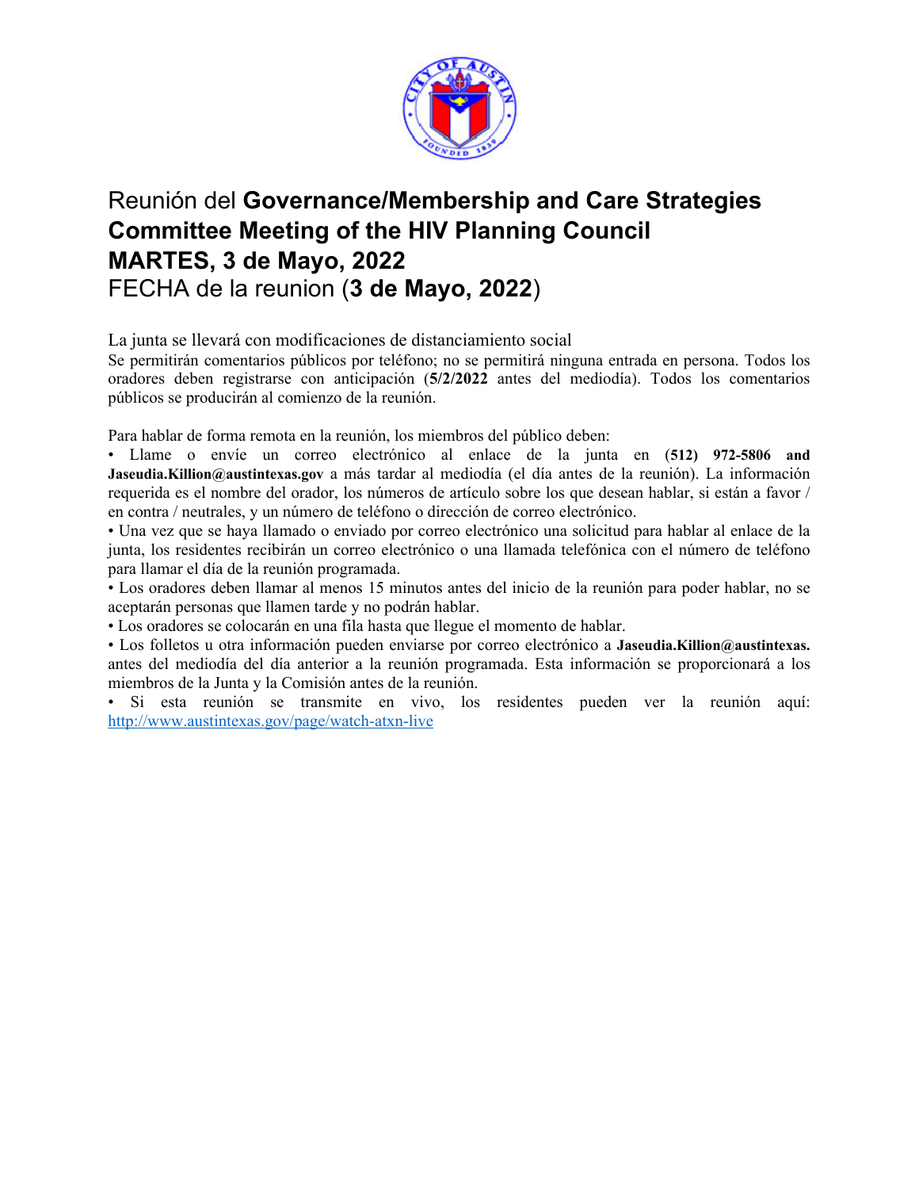# Reunión del **Governance/Membership and Care Strategies Committee Meeting of the HIV Planning Council**
# **MARTES, 3 de Mayo, 2022**
## FECHA de la reunion (**3 de Mayo, 2022**)

La junta se llevará con modificaciones de distanciamiento social

Se permitirán comentarios públicos por teléfono; no se permitirá ninguna entrada en persona. Todos los oradores deben registrarse con anticipación (**5/2/2022** antes del mediodía). Todos los comentarios públicos se producirán al comienzo de la reunión.

Para hablar de forma remota en la reunión, los miembros del público deben:

- Llame o envíe un correo electrónico al enlace de la junta en **(512) 972-5806 and Jaseudia.Killion@austintexas.gov** a más tardar al mediodía (el día antes de la reunión). La información requerida es el nombre del orador, los números de artículo sobre los que desean hablar, si están a favor / en contra / neutrales, y un número de teléfono o dirección de correo electrónico.
- Una vez que se haya llamado o enviado por correo electrónico una solicitud para hablar al enlace de la junta, los residentes recibirán un correo electrónico o una llamada telefónica con el número de teléfono para llamar el día de la reunión programada.
- Los oradores deben llamar al menos 15 minutos antes del inicio de la reunión para poder hablar, no se aceptarán personas que llamen tarde y no podrán hablar.
- Los oradores se colocarán en una fila hasta que llegue el momento de hablar.
- Los folletos u otra información pueden enviarse por correo electrónico a **Jaseudia.Killion@austintexas.** antes del mediodía del día anterior a la reunión programada. Esta información se proporcionará a los miembros de la Junta y la Comisión antes de la reunión.
- Si esta reunión se transmite en vivo, los residentes pueden ver la reunión aquí: [http://www.austintexas.gov/page/watch-atxn-live](http://www.austintexas.gov/page/watch-atxn-live)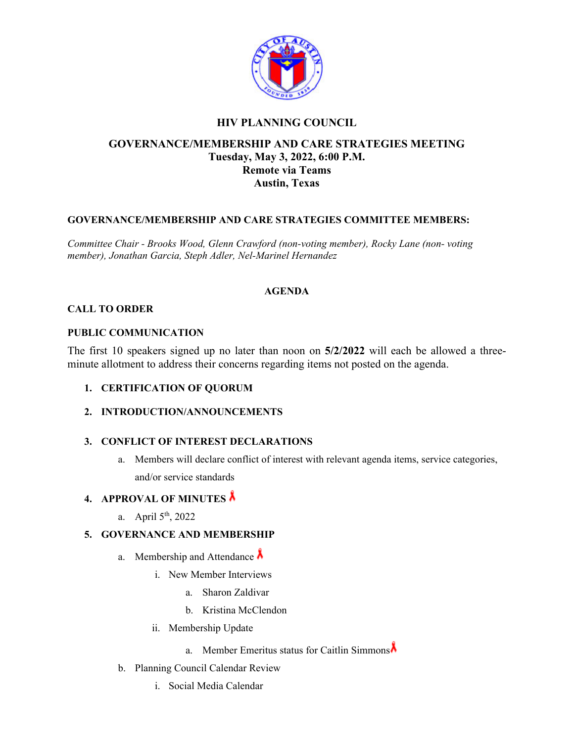**HIV PLANNING COUNCIL**

**GOVERNANCE/MEMBERSHIP AND CARE STRATEGIES MEETING**
**Tuesday, May 3, 2022, 6:00 P.M.**
**Remote via Teams**
**Austin, Texas**

**GOVERNANCE/MEMBERSHIP AND CARE STRATEGIES COMMITTEE MEMBERS:**

*Committee Chair - Brooks Wood, Glenn Crawford (non-voting member), Rocky Lane (non- voting member), Jonathan Garcia, Steph Adler, Nel-Marinel Hernandez*

**AGENDA**

**CALL TO ORDER**

**PUBLIC COMMUNICATION**

The first 10 speakers signed up no later than noon on **5/2/2022** will each be allowed a three-minute allotment to address their concerns regarding items not posted on the agenda.

1. **CERTIFICATION OF QUORUM**

2. **INTRODUCTION/ANNOUNCEMENTS**

3. **CONFLICT OF INTEREST DECLARATIONS**
   a. Members will declare conflict of interest with relevant agenda items, service categories, and/or service standards

4. **APPROVAL OF MINUTES** 🎗
   a. April 5th, 2022

5. **GOVERNANCE AND MEMBERSHIP**
   a. Membership and Attendance 🎗
      i. New Member Interviews
         a. Sharon Zaldivar
         b. Kristina McClendon
      ii. Membership Update
         a. Member Emeritus status for Caitlin Simmons🎗
   b. Planning Council Calendar Review
      i. Social Media Calendar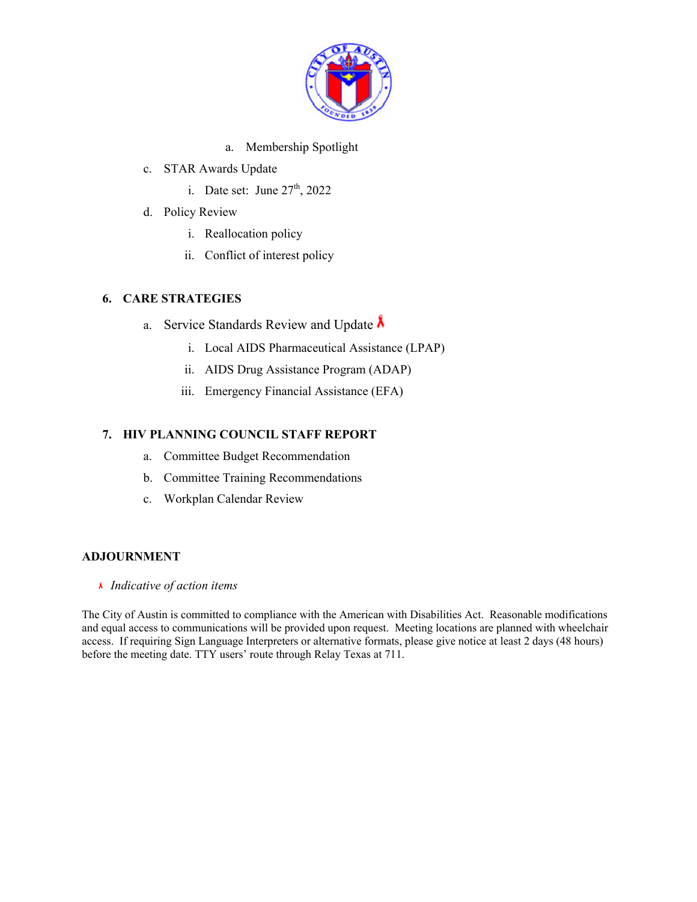a. Membership Spotlight

c. STAR Awards Update

   i. Date set: June 27th, 2022

d. Policy Review

   i. Reallocation policy

   ii. Conflict of interest policy

## 6. CARE STRATEGIES

a. Service Standards Review and Update 🎗

   i. Local AIDS Pharmaceutical Assistance (LPAP)

   ii. AIDS Drug Assistance Program (ADAP)

   iii. Emergency Financial Assistance (EFA)

## 7. HIV PLANNING COUNCIL STAFF REPORT

a. Committee Budget Recommendation

b. Committee Training Recommendations

c. Workplan Calendar Review

## ADJOURNMENT

🎗 *Indicative of action items*

The City of Austin is committed to compliance with the American with Disabilities Act. Reasonable modifications and equal access to communications will be provided upon request. Meeting locations are planned with wheelchair access. If requiring Sign Language Interpreters or alternative formats, please give notice at least 2 days (48 hours) before the meeting date. TTY users' route through Relay Texas at 711.